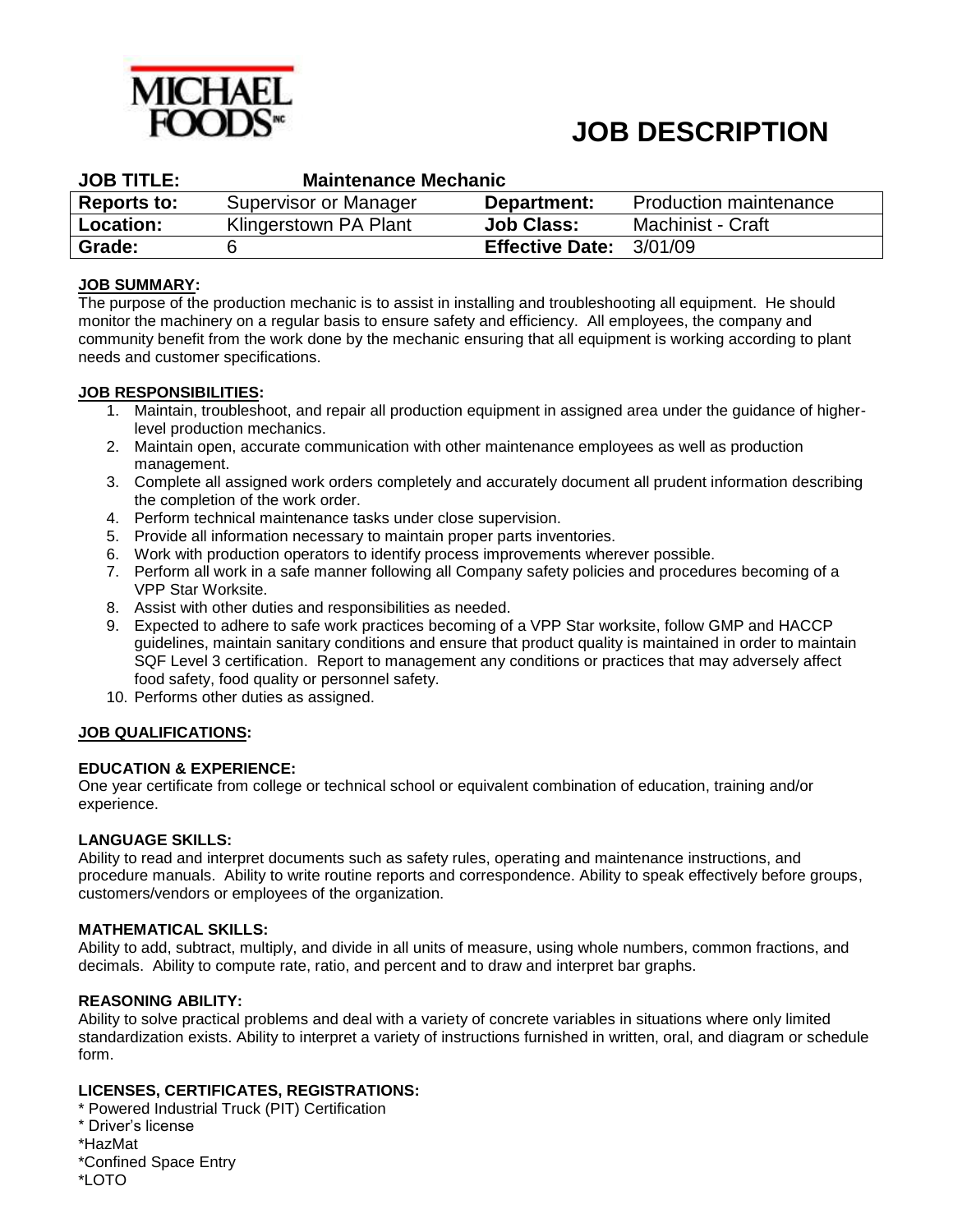MICHAEL FOODS INC

# JOB DESCRIPTION

| JOB TITLE: | Maintenance Mechanic | | |
|---|---|---|---|
| **Reports to:** | Supervisor or Manager | **Department:** | Production maintenance |
| **Location:** | Klingerstown PA Plant | **Job Class:** | Machinist - Craft |
| **Grade:** | 6 | **Effective Date:** | 3/01/09 |

**JOB SUMMARY:**

The purpose of the production mechanic is to assist in installing and troubleshooting all equipment. He should monitor the machinery on a regular basis to ensure safety and efficiency. All employees, the company and community benefit from the work done by the mechanic ensuring that all equipment is working according to plant needs and customer specifications.

**JOB RESPONSIBILITIES:**

1. Maintain, troubleshoot, and repair all production equipment in assigned area under the guidance of higher-level production mechanics.
2. Maintain open, accurate communication with other maintenance employees as well as production management.
3. Complete all assigned work orders completely and accurately document all prudent information describing the completion of the work order.
4. Perform technical maintenance tasks under close supervision.
5. Provide all information necessary to maintain proper parts inventories.
6. Work with production operators to identify process improvements wherever possible.
7. Perform all work in a safe manner following all Company safety policies and procedures becoming of a VPP Star Worksite.
8. Assist with other duties and responsibilities as needed.
9. Expected to adhere to safe work practices becoming of a VPP Star worksite, follow GMP and HACCP guidelines, maintain sanitary conditions and ensure that product quality is maintained in order to maintain SQF Level 3 certification. Report to management any conditions or practices that may adversely affect food safety, food quality or personnel safety.
10. Performs other duties as assigned.

**JOB QUALIFICATIONS:**

**EDUCATION & EXPERIENCE:**

One year certificate from college or technical school or equivalent combination of education, training and/or experience.

**LANGUAGE SKILLS:**

Ability to read and interpret documents such as safety rules, operating and maintenance instructions, and procedure manuals. Ability to write routine reports and correspondence. Ability to speak effectively before groups, customers/vendors or employees of the organization.

**MATHEMATICAL SKILLS:**

Ability to add, subtract, multiply, and divide in all units of measure, using whole numbers, common fractions, and decimals. Ability to compute rate, ratio, and percent and to draw and interpret bar graphs.

**REASONING ABILITY:**

Ability to solve practical problems and deal with a variety of concrete variables in situations where only limited standardization exists. Ability to interpret a variety of instructions furnished in written, oral, and diagram or schedule form.

**LICENSES, CERTIFICATES, REGISTRATIONS:**

\* Powered Industrial Truck (PIT) Certification
\* Driver's license
\*HazMat
\*Confined Space Entry
\*LOTO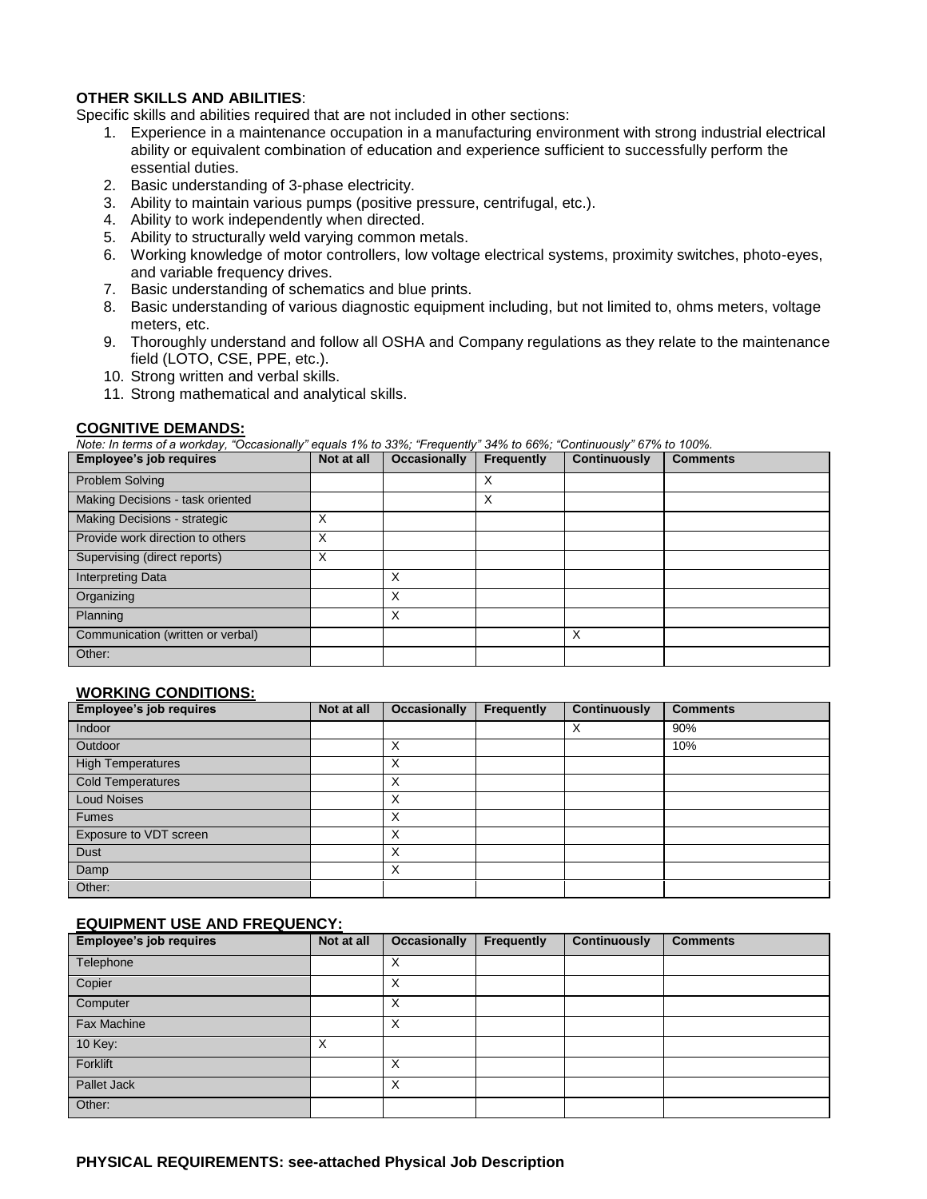**OTHER SKILLS AND ABILITIES**:

Specific skills and abilities required that are not included in other sections:

1. Experience in a maintenance occupation in a manufacturing environment with strong industrial electrical ability or equivalent combination of education and experience sufficient to successfully perform the essential duties.
2. Basic understanding of 3-phase electricity.
3. Ability to maintain various pumps (positive pressure, centrifugal, etc.).
4. Ability to work independently when directed.
5. Ability to structurally weld varying common metals.
6. Working knowledge of motor controllers, low voltage electrical systems, proximity switches, photo-eyes, and variable frequency drives.
7. Basic understanding of schematics and blue prints.
8. Basic understanding of various diagnostic equipment including, but not limited to, ohms meters, voltage meters, etc.
9. Thoroughly understand and follow all OSHA and Company regulations as they relate to the maintenance field (LOTO, CSE, PPE, etc.).
10. Strong written and verbal skills.
11. Strong mathematical and analytical skills.

**COGNITIVE DEMANDS:**

*Note: In terms of a workday, "Occasionally" equals 1% to 33%; "Frequently" 34% to 66%; "Continuously" 67% to 100%.*

| Employee's job requires | Not at all | Occasionally | Frequently | Continuously | Comments |
|---|---|---|---|---|---|
| Problem Solving | | | X | | |
| Making Decisions - task oriented | | | X | | |
| Making Decisions - strategic | X | | | | |
| Provide work direction to others | X | | | | |
| Supervising (direct reports) | X | | | | |
| Interpreting Data | | X | | | |
| Organizing | | X | | | |
| Planning | | X | | | |
| Communication (written or verbal) | | | | X | |
| Other: | | | | | |

**WORKING CONDITIONS:**

| Employee's job requires | Not at all | Occasionally | Frequently | Continuously | Comments |
|---|---|---|---|---|---|
| Indoor | | | | X | 90% |
| Outdoor | | X | | | 10% |
| High Temperatures | | X | | | |
| Cold Temperatures | | X | | | |
| Loud Noises | | X | | | |
| Fumes | | X | | | |
| Exposure to VDT screen | | X | | | |
| Dust | | X | | | |
| Damp | | X | | | |
| Other: | | | | | |

**EQUIPMENT USE AND FREQUENCY:**

| Employee's job requires | Not at all | Occasionally | Frequently | Continuously | Comments |
|---|---|---|---|---|---|
| Telephone | | X | | | |
| Copier | | X | | | |
| Computer | | X | | | |
| Fax Machine | | X | | | |
| 10 Key: | X | | | | |
| Forklift | | X | | | |
| Pallet Jack | | X | | | |
| Other: | | | | | |

**PHYSICAL REQUIREMENTS: see-attached Physical Job Description**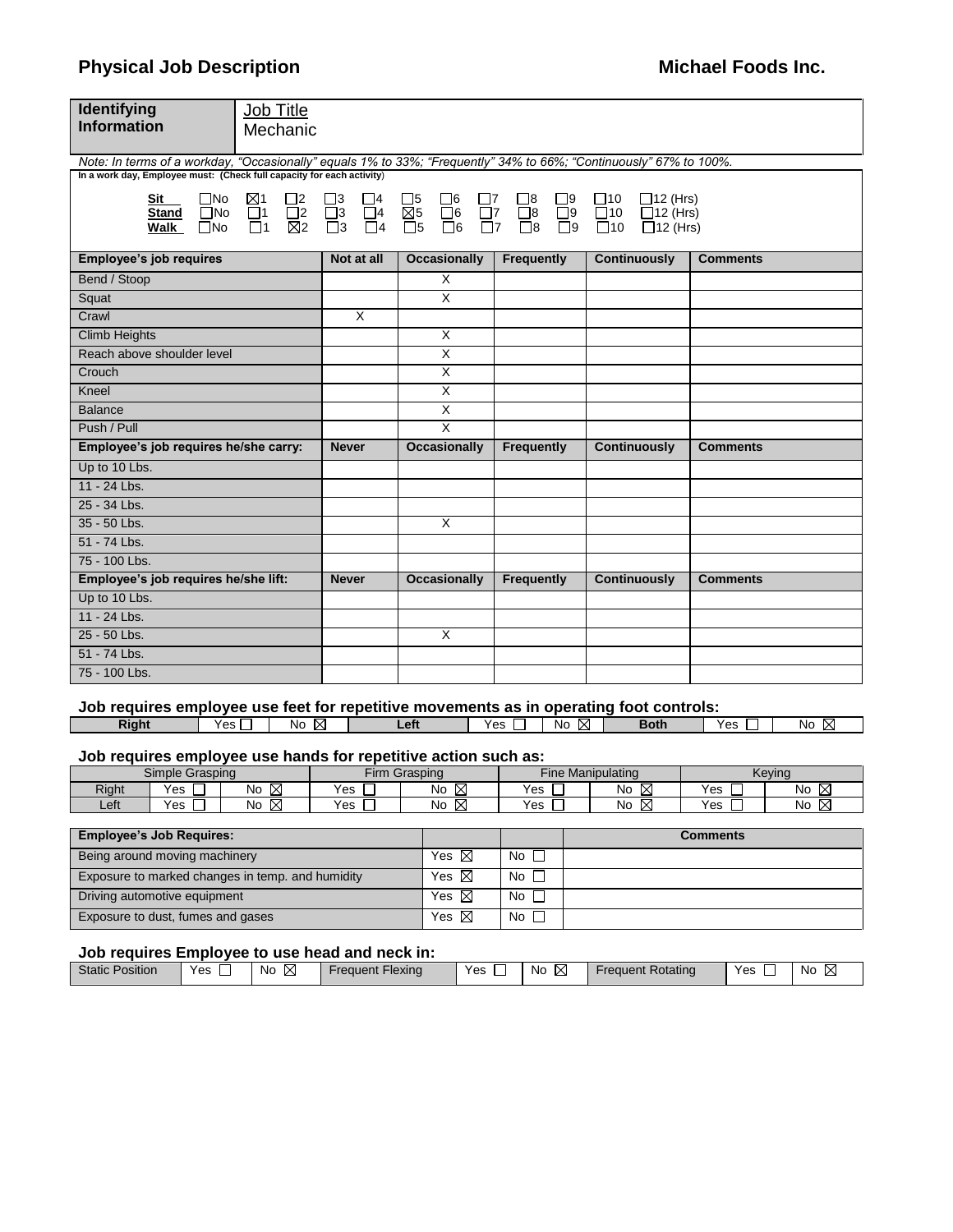**Physical Job Description** **Michael Foods Inc.**

| Identifying Information | Job Title<br>Mechanic |
|---|---|

*Note: In terms of a workday, "Occasionally" equals 1% to 33%; "Frequently" 34% to 66%; "Continuously" 67% to 100%.*

**In a work day, Employee must: (Check full capacity for each activity)**

| | | | | | | | | | | | | |
|---|---|---|---|---|---|---|---|---|---|---|---|---|
| **Sit** | ☐No | ☒1 | ☐2 | ☐3 | ☐4 | ☐5 | ☐6 | ☐7 | ☐8 | ☐9 | ☐10 | ☐12 (Hrs) |
| **Stand** | ☐No | ☐1 | ☐2 | ☐3 | ☐4 | ☒5 | ☐6 | ☐7 | ☐8 | ☐9 | ☐10 | ☐12 (Hrs) |
| **Walk** | ☐No | ☐1 | ☒2 | ☐3 | ☐4 | ☐5 | ☐6 | ☐7 | ☐8 | ☐9 | ☐10 | ☐12 (Hrs) |

| Employee's job requires | Not at all | Occasionally | Frequently | Continuously | Comments |
|---|---|---|---|---|---|
| Bend / Stoop | | X | | | |
| Squat | | X | | | |
| Crawl | X | | | | |
| Climb Heights | | X | | | |
| Reach above shoulder level | | X | | | |
| Crouch | | X | | | |
| Kneel | | X | | | |
| Balance | | X | | | |
| Push / Pull | | X | | | |
| **Employee's job requires he/she carry:** | **Never** | **Occasionally** | **Frequently** | **Continuously** | **Comments** |
| Up to 10 Lbs. | | | | | |
| 11 - 24 Lbs. | | | | | |
| 25 - 34 Lbs. | | | | | |
| 35 - 50 Lbs. | | X | | | |
| 51 - 74 Lbs. | | | | | |
| 75 - 100 Lbs. | | | | | |
| **Employee's job requires he/she lift:** | **Never** | **Occasionally** | **Frequently** | **Continuously** | **Comments** |
| Up to 10 Lbs. | | | | | |
| 11 - 24 Lbs. | | | | | |
| 25 - 50 Lbs. | | X | | | |
| 51 - 74 Lbs. | | | | | |
| 75 - 100 Lbs. | | | | | |

**Job requires employee use feet for repetitive movements as in operating foot controls:**

| Right | Yes ☐ | No ☒ | Left | Yes ☐ | No ☒ | Both | Yes ☐ | No ☒ |
|---|---|---|---|---|---|---|---|---|

**Job requires employee use hands for repetitive action such as:**

| | Simple Grasping | | Firm Grasping | | Fine Manipulating | | Keying | |
|---|---|---|---|---|---|---|---|---|
| Right | Yes ☐ | No ☒ | Yes ☐ | No ☒ | Yes ☐ | No ☒ | Yes ☐ | No ☒ |
| Left | Yes ☐ | No ☒ | Yes ☐ | No ☒ | Yes ☐ | No ☒ | Yes ☐ | No ☒ |

| Employee's Job Requires: | | | Comments |
|---|---|---|---|
| Being around moving machinery | Yes ☒ | No ☐ | |
| Exposure to marked changes in temp. and humidity | Yes ☒ | No ☐ | |
| Driving automotive equipment | Yes ☒ | No ☐ | |
| Exposure to dust, fumes and gases | Yes ☒ | No ☐ | |

**Job requires Employee to use head and neck in:**

| Static Position | Yes ☐ | No ☒ | Frequent Flexing | Yes ☐ | No ☒ | Frequent Rotating | Yes ☐ | No ☒ |
|---|---|---|---|---|---|---|---|---|